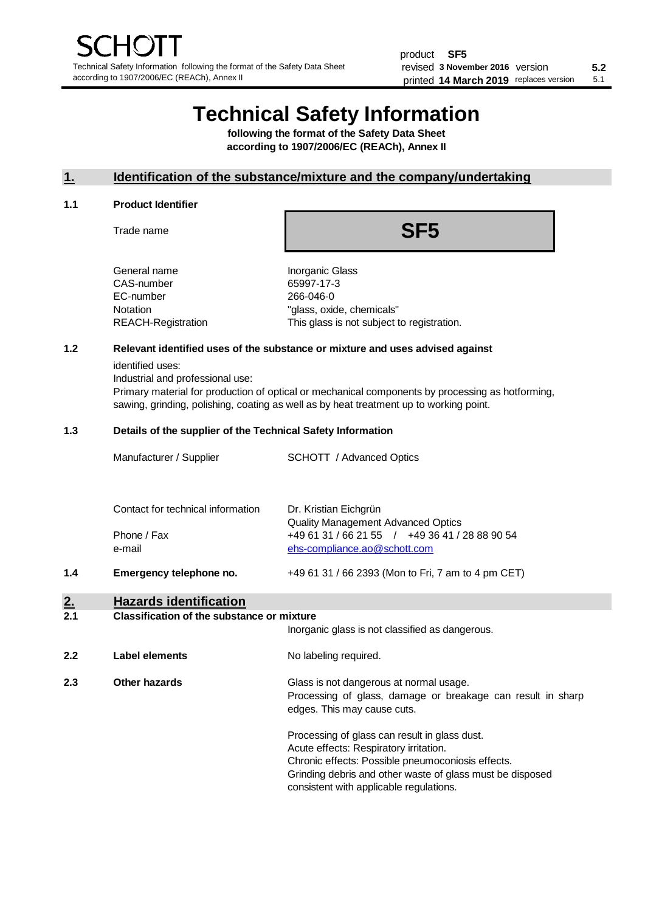# Technical Safety Information

**following the format of the Safety Data Sheet according to 1907/2006/EC (REACh), Annex II**

product **SF5**
revised **3 November 2016** version **5.2**
printed **14 March 2019** replaces version 5.1

## 1. Identification of the substance/mixture and the company/undertaking

### 1.1 Product Identifier

| | |
|---|---|
| Trade name | **SF5** |
| General name | Inorganic Glass |
| CAS-number | 65997-17-3 |
| EC-number | 266-046-0 |
| Notation | "glass, oxide, chemicals" |
| REACH-Registration | This glass is not subject to registration. |

### 1.2 Relevant identified uses of the substance or mixture and uses advised against

identified uses:
Industrial and professional use:
Primary material for production of optical or mechanical components by processing as hotforming, sawing, grinding, polishing, coating as well as by heat treatment up to working point.

### 1.3 Details of the supplier of the Technical Safety Information

| | |
|---|---|
| Manufacturer / Supplier | SCHOTT / Advanced Optics |
| Contact for technical information | Dr. Kristian Eichgrün<br>Quality Management Advanced Optics |
| Phone / Fax | +49 61 31 / 66 21 55 / +49 36 41 / 28 88 90 54 |
| e-mail | ehs-compliance.ao@schott.com |

### 1.4 Emergency telephone no.

+49 61 31 / 66 2393 (Mon to Fri, 7 am to 4 pm CET)

## 2. Hazards identification

### 2.1 Classification of the substance or mixture

Inorganic glass is not classified as dangerous.

### 2.2 Label elements

No labeling required.

### 2.3 Other hazards

Glass is not dangerous at normal usage.
Processing of glass, damage or breakage can result in sharp edges. This may cause cuts.

Processing of glass can result in glass dust.
Acute effects: Respiratory irritation.
Chronic effects: Possible pneumoconiosis effects.
Grinding debris and other waste of glass must be disposed consistent with applicable regulations.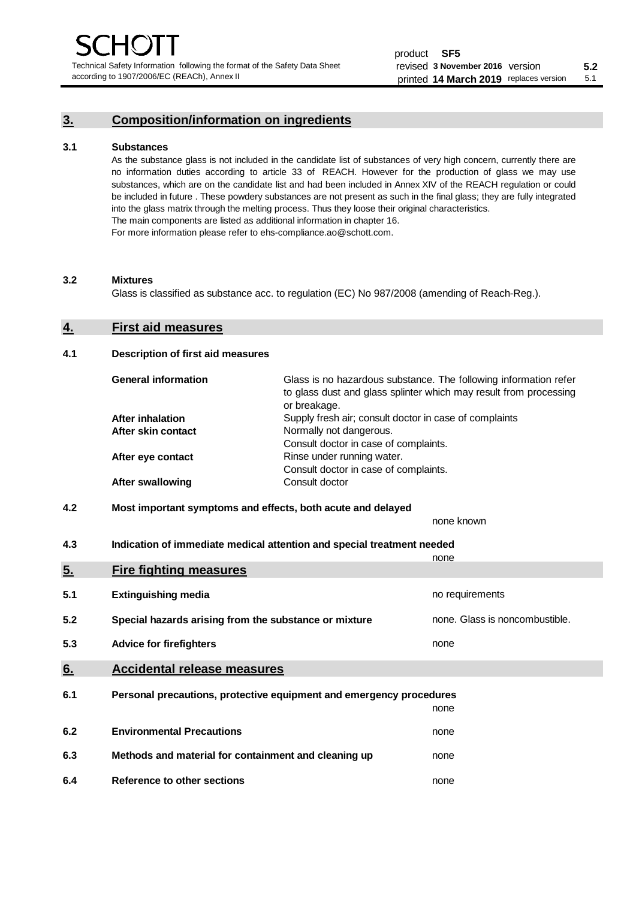## 3. Composition/information on ingredients

**3.1 Substances**

As the substance glass is not included in the candidate list of substances of very high concern, currently there are no information duties according to article 33 of REACH. However for the production of glass we may use substances, which are on the candidate list and had been included in Annex XIV of the REACH regulation or could be included in future . These powdery substances are not present as such in the final glass; they are fully integrated into the glass matrix through the melting process. Thus they loose their original characteristics.
The main components are listed as additional information in chapter 16.
For more information please refer to ehs-compliance.ao@schott.com.

**3.2 Mixtures**

Glass is classified as substance acc. to regulation (EC) No 987/2008 (amending of Reach-Reg.).

## 4. First aid measures

**4.1 Description of first aid measures**

| | |
|---|---|
| **General information** | Glass is no hazardous substance. The following information refer to glass dust and glass splinter which may result from processing or breakage. |
| **After inhalation** | Supply fresh air; consult doctor in case of complaints |
| **After skin contact** | Normally not dangerous. Consult doctor in case of complaints. |
| **After eye contact** | Rinse under running water. Consult doctor in case of complaints. |
| **After swallowing** | Consult doctor |

**4.2 Most important symptoms and effects, both acute and delayed**

none known

**4.3 Indication of immediate medical attention and special treatment needed**

none

## 5. Fire fighting measures

| | | |
|---|---|---|
| 5.1 | **Extinguishing media** | no requirements |
| 5.2 | **Special hazards arising from the substance or mixture** | none. Glass is noncombustible. |
| 5.3 | **Advice for firefighters** | none |

## 6. Accidental release measures

| | | |
|---|---|---|
| 6.1 | **Personal precautions, protective equipment and emergency procedures** | none |
| 6.2 | **Environmental Precautions** | none |
| 6.3 | **Methods and material for containment and cleaning up** | none |
| 6.4 | **Reference to other sections** | none |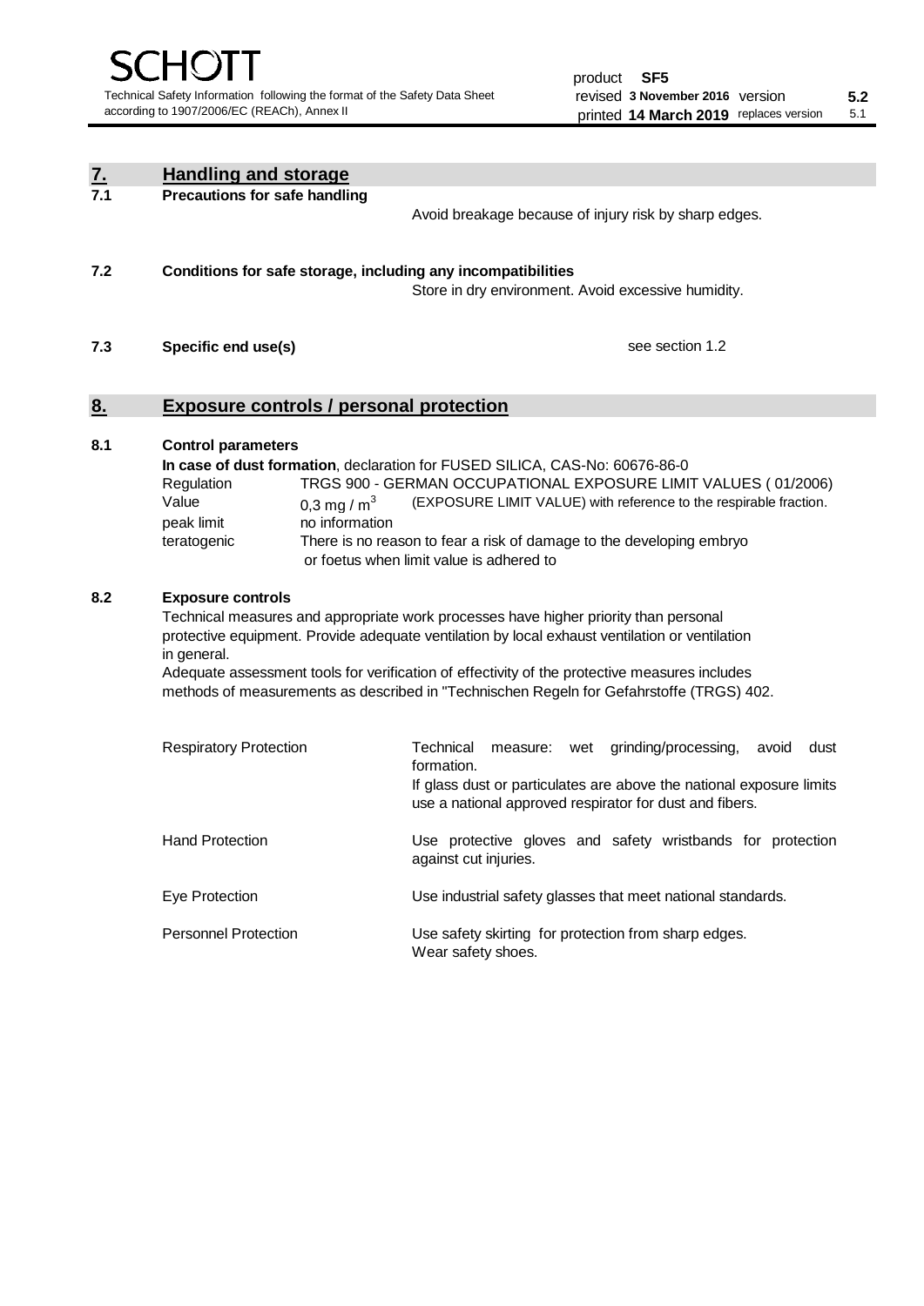## 7. Handling and storage

### 7.1 Precautions for safe handling

Avoid breakage because of injury risk by sharp edges.

### 7.2 Conditions for safe storage, including any incompatibilities

Store in dry environment. Avoid excessive humidity.

### 7.3 Specific end use(s)

see section 1.2

## 8. Exposure controls / personal protection

### 8.1 Control parameters

**In case of dust formation**, declaration for FUSED SILICA, CAS-No: 60676-86-0

| | | |
|---|---|---|
| Regulation | TRGS 900 - GERMAN OCCUPATIONAL EXPOSURE LIMIT VALUES ( 01/2006) | |
| Value | 0,3 mg / $m^3$ | (EXPOSURE LIMIT VALUE) with reference to the respirable fraction. |
| peak limit | no information | |
| teratogenic | There is no reason to fear a risk of damage to the developing embryo or foetus when limit value is adhered to | |

### 8.2 Exposure controls

Technical measures and appropriate work processes have higher priority than personal protective equipment. Provide adequate ventilation by local exhaust ventilation or ventilation in general.

Adequate assessment tools for verification of effectivity of the protective measures includes methods of measurements as described in "Technischen Regeln for Gefahrstoffe (TRGS) 402.

| | |
|---|---|
| Respiratory Protection | Technical measure: wet grinding/processing, avoid dust formation. If glass dust or particulates are above the national exposure limits use a national approved respirator for dust and fibers. |
| Hand Protection | Use protective gloves and safety wristbands for protection against cut injuries. |
| Eye Protection | Use industrial safety glasses that meet national standards. |
| Personnel Protection | Use safety skirting for protection from sharp edges. Wear safety shoes. |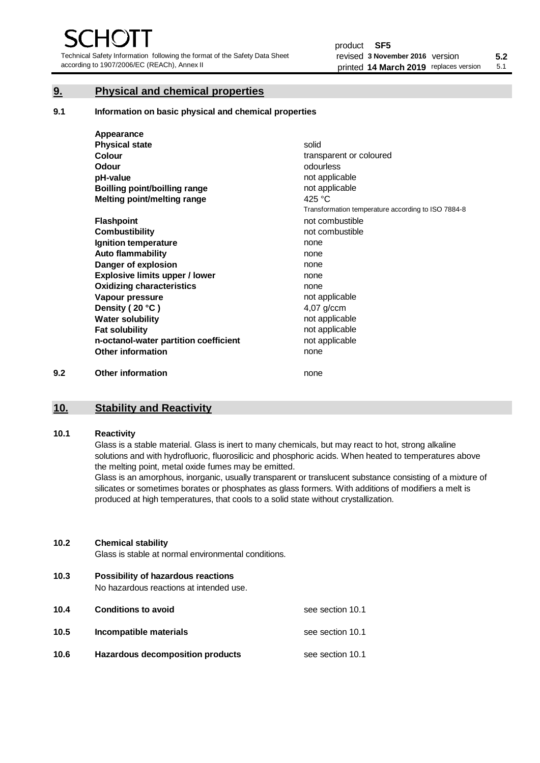## 9. Physical and chemical properties

### 9.1 Information on basic physical and chemical properties

| | |
|---|---|
| **Appearance** | |
| **Physical state** | solid |
| **Colour** | transparent or coloured |
| **Odour** | odourless |
| **pH-value** | not applicable |
| **Boilling point/boilling range** | not applicable |
| **Melting point/melting range** | 425 °C<br>Transformation temperature according to ISO 7884-8 |
| **Flashpoint** | not combustible |
| **Combustibility** | not combustible |
| **Ignition temperature** | none |
| **Auto flammability** | none |
| **Danger of explosion** | none |
| **Explosive limits upper / lower** | none |
| **Oxidizing characteristics** | none |
| **Vapour pressure** | not applicable |
| **Density ( 20 °C )** | 4,07 g/ccm |
| **Water solubility** | not applicable |
| **Fat solubility** | not applicable |
| **n-octanol-water partition coefficient** | not applicable |
| **Other information** | none |

### 9.2 Other information

none

## 10. Stability and Reactivity

### 10.1 Reactivity

Glass is a stable material. Glass is inert to many chemicals, but may react to hot, strong alkaline solutions and with hydrofluoric, fluorosilicic and phosphoric acids. When heated to temperatures above the melting point, metal oxide fumes may be emitted.
Glass is an amorphous, inorganic, usually transparent or translucent substance consisting of a mixture of silicates or sometimes borates or phosphates as glass formers. With additions of modifiers a melt is produced at high temperatures, that cools to a solid state without crystallization.

### 10.2 Chemical stability

Glass is stable at normal environmental conditions.

### 10.3 Possibility of hazardous reactions

No hazardous reactions at intended use.

### 10.4 Conditions to avoid

see section 10.1

### 10.5 Incompatible materials

see section 10.1

### 10.6 Hazardous decomposition products

see section 10.1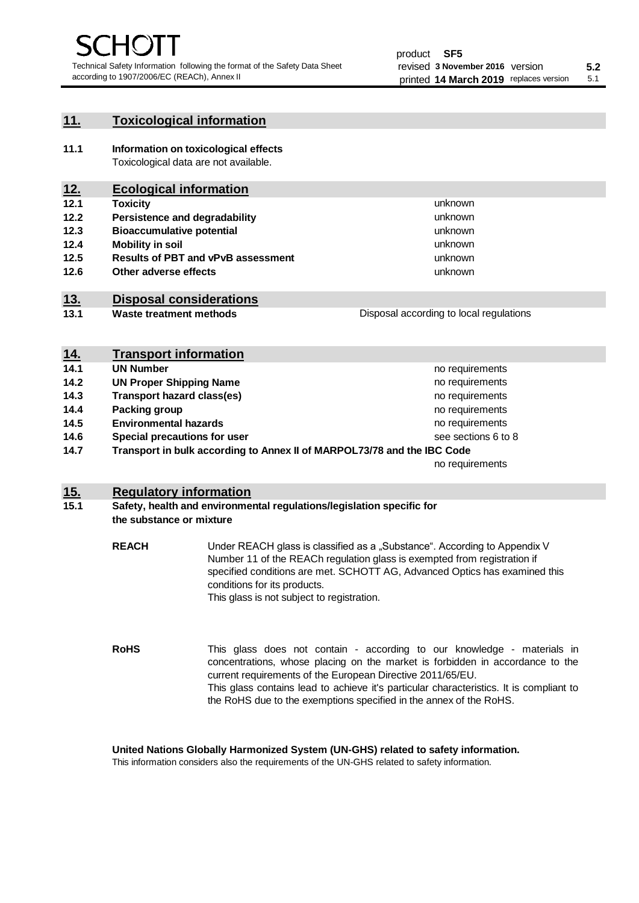## 11. Toxicological information

**11.1 Information on toxicological effects**

Toxicological data are not available.

## 12. Ecological information

| | | |
|---|---|---|
| **12.1** | **Toxicity** | unknown |
| **12.2** | **Persistence and degradability** | unknown |
| **12.3** | **Bioaccumulative potential** | unknown |
| **12.4** | **Mobility in soil** | unknown |
| **12.5** | **Results of PBT and vPvB assessment** | unknown |
| **12.6** | **Other adverse effects** | unknown |

## 13. Disposal considerations

| | | |
|---|---|---|
| **13.1** | **Waste treatment methods** | Disposal according to local regulations |

## 14. Transport information

| | | |
|---|---|---|
| **14.1** | **UN Number** | no requirements |
| **14.2** | **UN Proper Shipping Name** | no requirements |
| **14.3** | **Transport hazard class(es)** | no requirements |
| **14.4** | **Packing group** | no requirements |
| **14.5** | **Environmental hazards** | no requirements |
| **14.6** | **Special precautions for user** | see sections 6 to 8 |
| **14.7** | **Transport in bulk according to Annex II of MARPOL73/78 and the IBC Code** | no requirements |

## 15. Regulatory information

**15.1 Safety, health and environmental regulations/legislation specific for the substance or mixture**

**REACH**

Under REACH glass is classified as a „Substance“. According to Appendix V Number 11 of the REACh regulation glass is exempted from registration if specified conditions are met. SCHOTT AG, Advanced Optics has examined this conditions for its products.
This glass is not subject to registration.

**RoHS**

This glass does not contain - according to our knowledge - materials in concentrations, whose placing on the market is forbidden in accordance to the current requirements of the European Directive 2011/65/EU.
This glass contains lead to achieve it's particular characteristics. It is compliant to the RoHS due to the exemptions specified in the annex of the RoHS.

**United Nations Globally Harmonized System (UN-GHS) related to safety information.**

This information considers also the requirements of the UN-GHS related to safety information.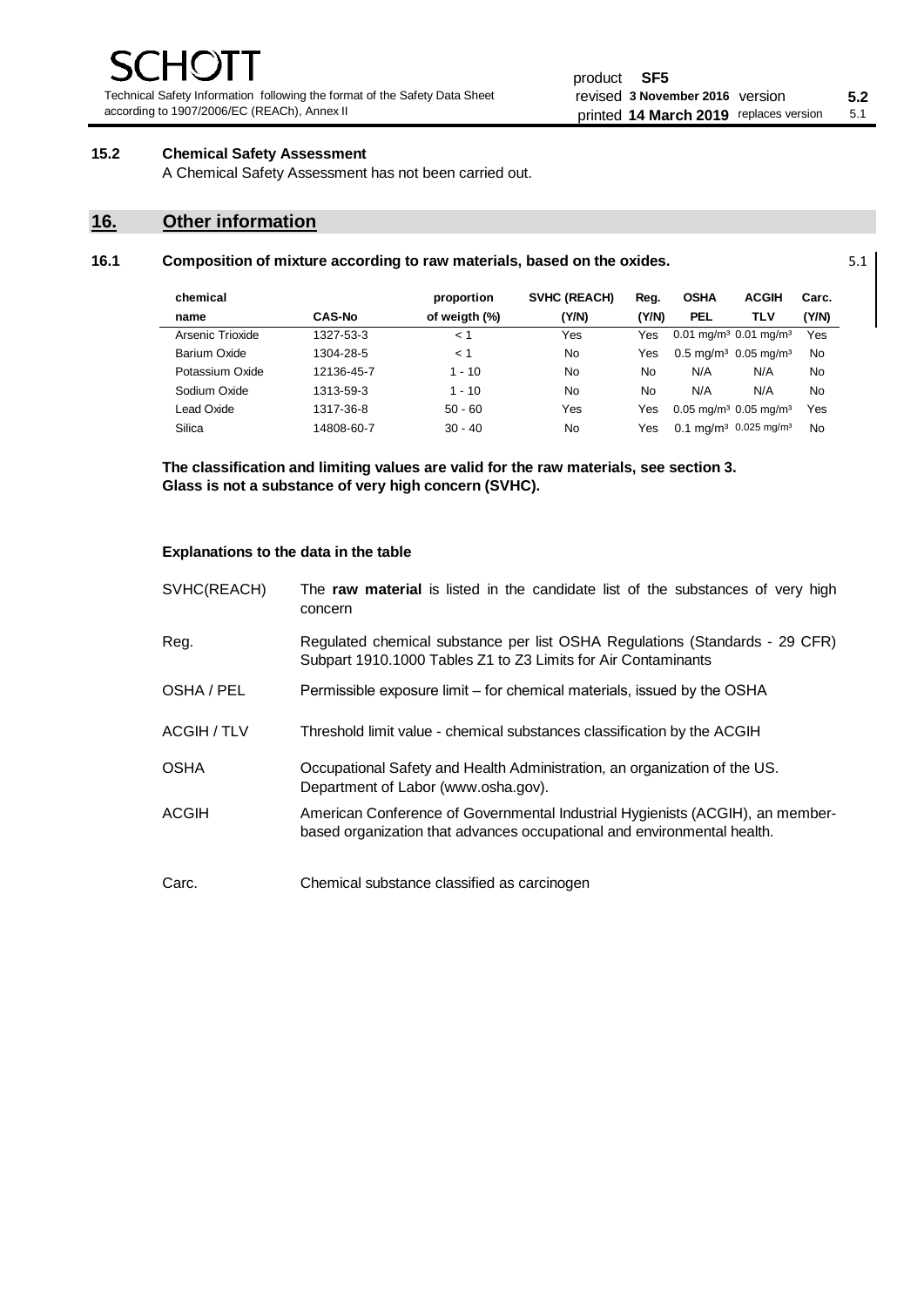**15.2 Chemical Safety Assessment**

A Chemical Safety Assessment has not been carried out.

## 16. Other information

**16.1 Composition of mixture according to raw materials, based on the oxides.** 5.1

| chemical name | CAS-No | proportion of weigth (%) | SVHC (REACH) (Y/N) | Reg. (Y/N) | OSHA PEL | ACGIH TLV | Carc. (Y/N) |
|---|---|---|---|---|---|---|---|
| Arsenic Trioxide | 1327-53-3 | < 1 | Yes | Yes | 0.01 mg/m³ | 0.01 mg/m³ | Yes |
| Barium Oxide | 1304-28-5 | < 1 | No | Yes | 0.5 mg/m³ | 0.05 mg/m³ | No |
| Potassium Oxide | 12136-45-7 | 1 - 10 | No | No | N/A | N/A | No |
| Sodium Oxide | 1313-59-3 | 1 - 10 | No | No | N/A | N/A | No |
| Lead Oxide | 1317-36-8 | 50 - 60 | Yes | Yes | 0.05 mg/m³ | 0.05 mg/m³ | Yes |
| Silica | 14808-60-7 | 30 - 40 | No | Yes | 0.1 mg/m³ | 0.025 mg/m³ | No |

**The classification and limiting values are valid for the raw materials, see section 3.**
**Glass is not a substance of very high concern (SVHC).**

**Explanations to the data in the table**

SVHC(REACH) — The **raw material** is listed in the candidate list of the substances of very high concern

Reg. — Regulated chemical substance per list OSHA Regulations (Standards - 29 CFR) Subpart 1910.1000 Tables Z1 to Z3 Limits for Air Contaminants

OSHA / PEL — Permissible exposure limit – for chemical materials, issued by the OSHA

ACGIH / TLV — Threshold limit value - chemical substances classification by the ACGIH

OSHA — Occupational Safety and Health Administration, an organization of the US. Department of Labor (www.osha.gov).

ACGIH — American Conference of Governmental Industrial Hygienists (ACGIH), an member-based organization that advances occupational and environmental health.

Carc. — Chemical substance classified as carcinogen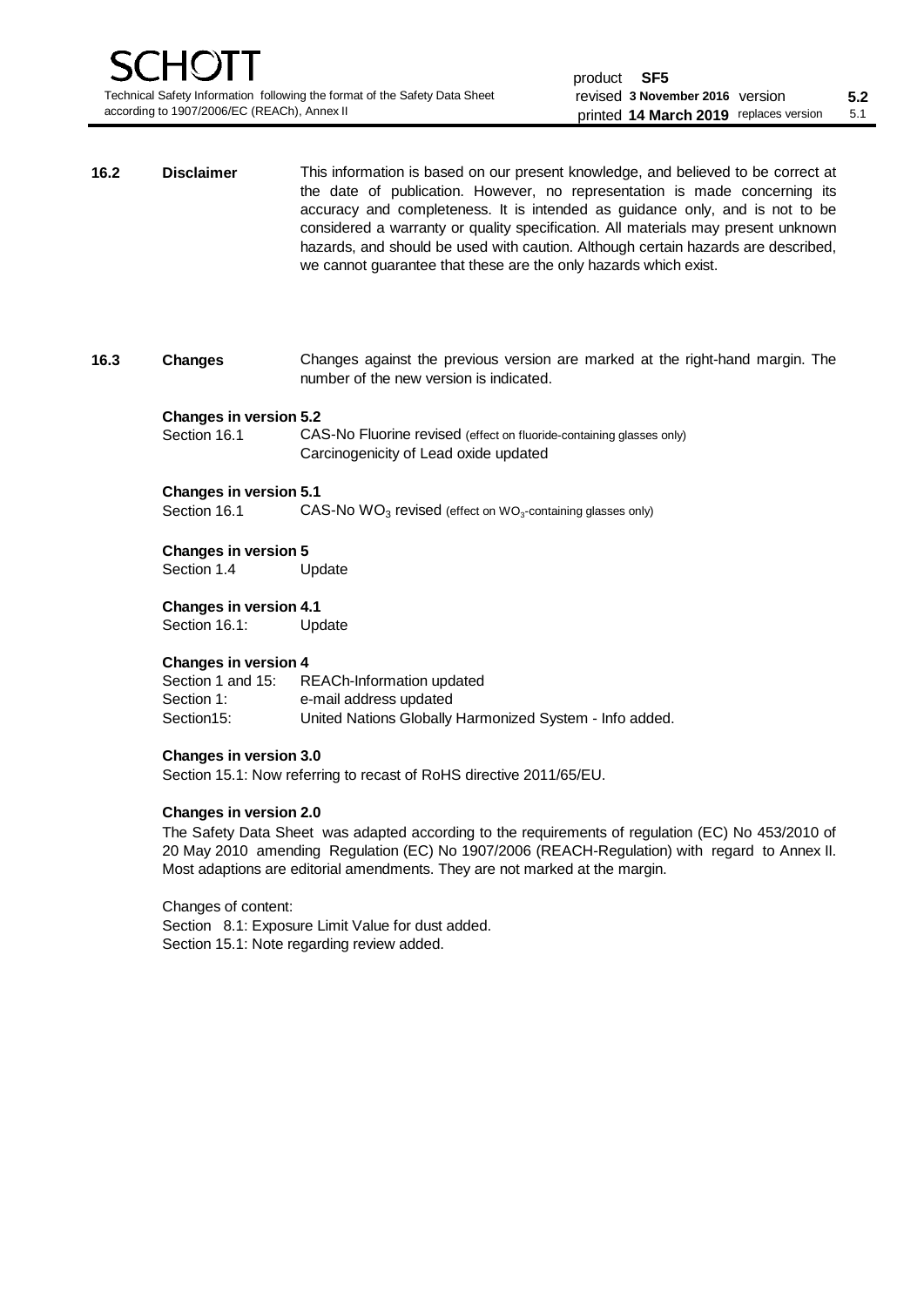**16.2 Disclaimer**

This information is based on our present knowledge, and believed to be correct at the date of publication. However, no representation is made concerning its accuracy and completeness. It is intended as guidance only, and is not to be considered a warranty or quality specification. All materials may present unknown hazards, and should be used with caution. Although certain hazards are described, we cannot guarantee that these are the only hazards which exist.

**16.3 Changes**

Changes against the previous version are marked at the right-hand margin. The number of the new version is indicated.

**Changes in version 5.2**

Section 16.1 CAS-No Fluorine revised (effect on fluoride-containing glasses only)
Carcinogenicity of Lead oxide updated

**Changes in version 5.1**

Section 16.1 CAS-No $WO_3$ revised (effect on $WO_3$-containing glasses only)

**Changes in version 5**

Section 1.4 Update

**Changes in version 4.1**

Section 16.1: Update

**Changes in version 4**

Section 1 and 15: REACh-Information updated
Section 1: e-mail address updated
Section15: United Nations Globally Harmonized System - Info added.

**Changes in version 3.0**

Section 15.1: Now referring to recast of RoHS directive 2011/65/EU.

**Changes in version 2.0**

The Safety Data Sheet was adapted according to the requirements of regulation (EC) No 453/2010 of 20 May 2010 amending Regulation (EC) No 1907/2006 (REACH-Regulation) with regard to Annex II. Most adaptions are editorial amendments. They are not marked at the margin.

Changes of content:
Section 8.1: Exposure Limit Value for dust added.
Section 15.1: Note regarding review added.